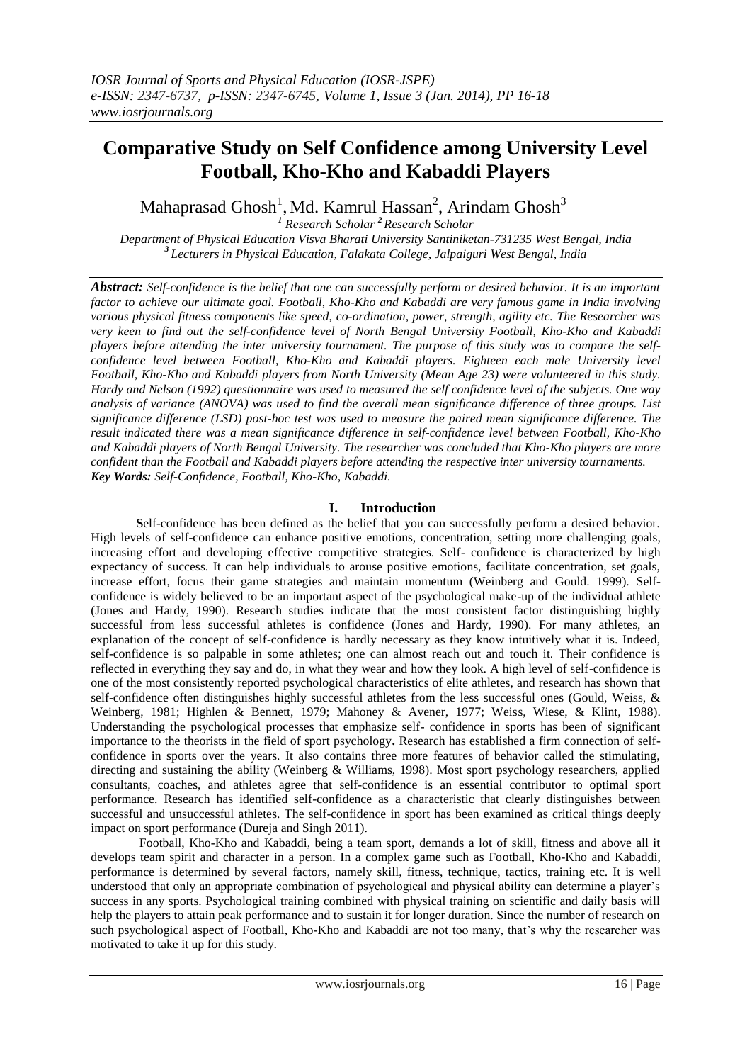# Comparative Study on Self Confidence among University Level Football, Kho-Kho and Kabaddi Players

Mahaprasad Ghosh[1], Md. Kamrul Hassan[2], Arindam Ghosh[3]

[1] Research Scholar [2] Research Scholar

*Department of Physical Education Visva Bharati University Santiniketan-731235 West Bengal, India*

[3] *Lecturers in Physical Education, Falakata College, Jalpaiguri West Bengal, India*

***Abstract:*** *Self-confidence is the belief that one can successfully perform or desired behavior. It is an important factor to achieve our ultimate goal. Football, Kho-Kho and Kabaddi are very famous game in India involving various physical fitness components like speed, co-ordination, power, strength, agility etc. The Researcher was very keen to find out the self-confidence level of North Bengal University Football, Kho-Kho and Kabaddi players before attending the inter university tournament. The purpose of this study was to compare the self-confidence level between Football, Kho-Kho and Kabaddi players. Eighteen each male University level Football, Kho-Kho and Kabaddi players from North University (Mean Age 23) were volunteered in this study. Hardy and Nelson (1992) questionnaire was used to measured the self confidence level of the subjects. One way analysis of variance (ANOVA) was used to find the overall mean significance difference of three groups. List significance difference (LSD) post-hoc test was used to measure the paired mean significance difference. The result indicated there was a mean significance difference in self-confidence level between Football, Kho-Kho and Kabaddi players of North Bengal University. The researcher was concluded that Kho-Kho players are more confident than the Football and Kabaddi players before attending the respective inter university tournaments.*

***Key Words:*** *Self-Confidence, Football, Kho-Kho, Kabaddi.*

## I. Introduction

**S**elf-confidence has been defined as the belief that you can successfully perform a desired behavior. High levels of self-confidence can enhance positive emotions, concentration, setting more challenging goals, increasing effort and developing effective competitive strategies. Self- confidence is characterized by high expectancy of success. It can help individuals to arouse positive emotions, facilitate concentration, set goals, increase effort, focus their game strategies and maintain momentum (Weinberg and Gould. 1999). Self-confidence is widely believed to be an important aspect of the psychological make-up of the individual athlete (Jones and Hardy, 1990). Research studies indicate that the most consistent factor distinguishing highly successful from less successful athletes is confidence (Jones and Hardy, 1990). For many athletes, an explanation of the concept of self-confidence is hardly necessary as they know intuitively what it is. Indeed, self-confidence is so palpable in some athletes; one can almost reach out and touch it. Their confidence is reflected in everything they say and do, in what they wear and how they look. A high level of self-confidence is one of the most consistently reported psychological characteristics of elite athletes, and research has shown that self-confidence often distinguishes highly successful athletes from the less successful ones (Gould, Weiss, & Weinberg, 1981; Highlen & Bennett, 1979; Mahoney & Avener, 1977; Weiss, Wiese, & Klint, 1988). Understanding the psychological processes that emphasize self- confidence in sports has been of significant importance to the theorists in the field of sport psychology**.** Research has established a firm connection of self-confidence in sports over the years. It also contains three more features of behavior called the stimulating, directing and sustaining the ability (Weinberg & Williams, 1998). Most sport psychology researchers, applied consultants, coaches, and athletes agree that self-confidence is an essential contributor to optimal sport performance. Research has identified self-confidence as a characteristic that clearly distinguishes between successful and unsuccessful athletes. The self-confidence in sport has been examined as critical things deeply impact on sport performance (Dureja and Singh 2011).

Football, Kho-Kho and Kabaddi, being a team sport, demands a lot of skill, fitness and above all it develops team spirit and character in a person. In a complex game such as Football, Kho-Kho and Kabaddi, performance is determined by several factors, namely skill, fitness, technique, tactics, training etc. It is well understood that only an appropriate combination of psychological and physical ability can determine a player's success in any sports. Psychological training combined with physical training on scientific and daily basis will help the players to attain peak performance and to sustain it for longer duration. Since the number of research on such psychological aspect of Football, Kho-Kho and Kabaddi are not too many, that's why the researcher was motivated to take it up for this study.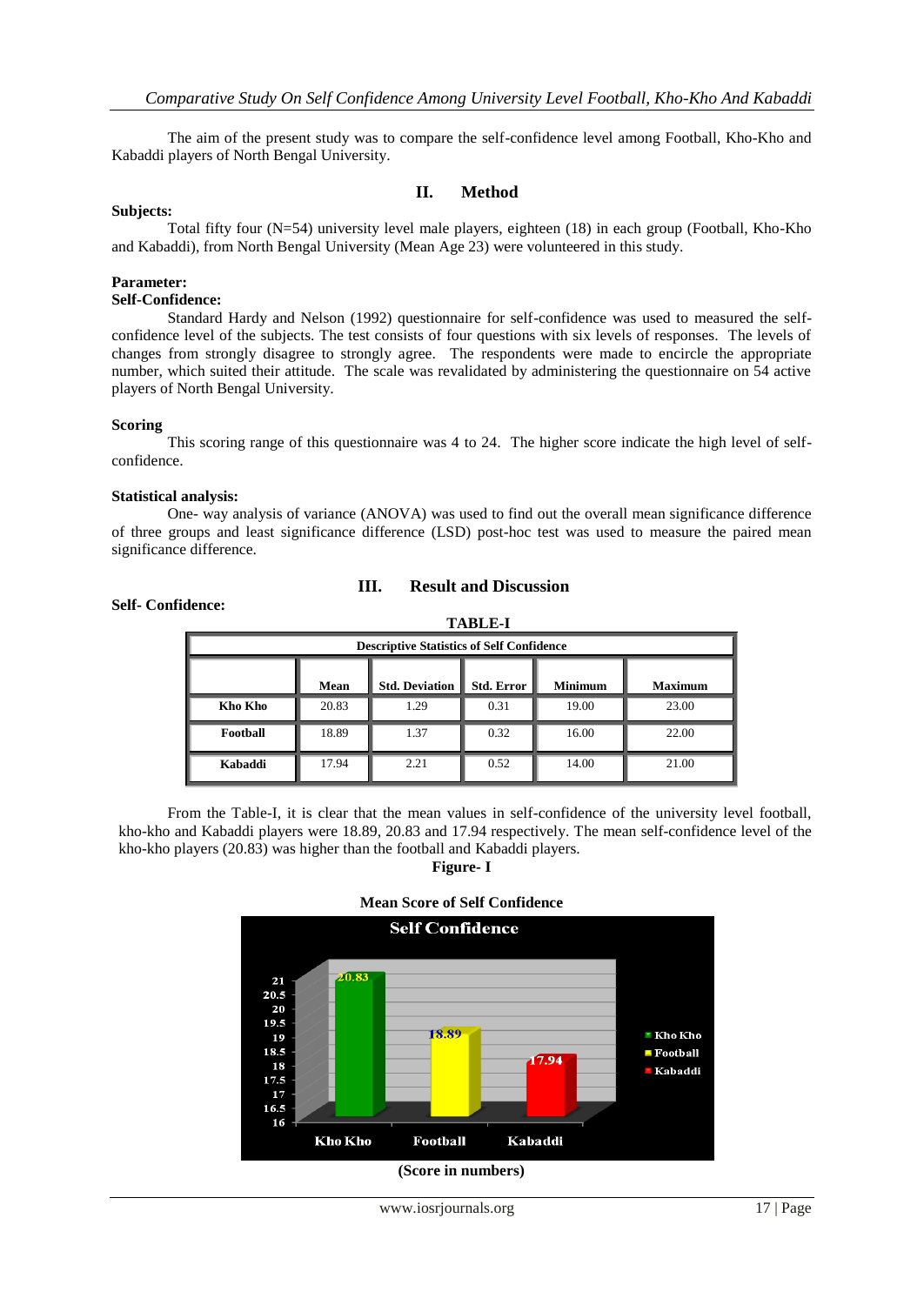The aim of the present study was to compare the self-confidence level among Football, Kho-Kho and Kabaddi players of North Bengal University.

## II. Method

**Subjects:**

Total fifty four (N=54) university level male players, eighteen (18) in each group (Football, Kho-Kho and Kabaddi), from North Bengal University (Mean Age 23) were volunteered in this study.

**Parameter:**

**Self-Confidence:**

Standard Hardy and Nelson (1992) questionnaire for self-confidence was used to measured the self-confidence level of the subjects. The test consists of four questions with six levels of responses. The levels of changes from strongly disagree to strongly agree. The respondents were made to encircle the appropriate number, which suited their attitude. The scale was revalidated by administering the questionnaire on 54 active players of North Bengal University.

**Scoring**

This scoring range of this questionnaire was 4 to 24. The higher score indicate the high level of self-confidence.

**Statistical analysis:**

One- way analysis of variance (ANOVA) was used to find out the overall mean significance difference of three groups and least significance difference (LSD) post-hoc test was used to measure the paired mean significance difference.

## III. Result and Discussion

**Self- Confidence:**

**TABLE-I**

**Descriptive Statistics of Self Confidence**

| | Mean | Std. Deviation | Std. Error | Minimum | Maximum |
|---|---|---|---|---|---|
| **Kho Kho** | 20.83 | 1.29 | 0.31 | 19.00 | 23.00 |
| **Football** | 18.89 | 1.37 | 0.32 | 16.00 | 22.00 |
| **Kabaddi** | 17.94 | 2.21 | 0.52 | 14.00 | 21.00 |

From the Table-I, it is clear that the mean values in self-confidence of the university level football, kho-kho and Kabaddi players were 18.89, 20.83 and 17.94 respectively. The mean self-confidence level of the kho-kho players (20.83) was higher than the football and Kabaddi players.

**Figure- I**

**Mean Score of Self Confidence**

(Score in numbers)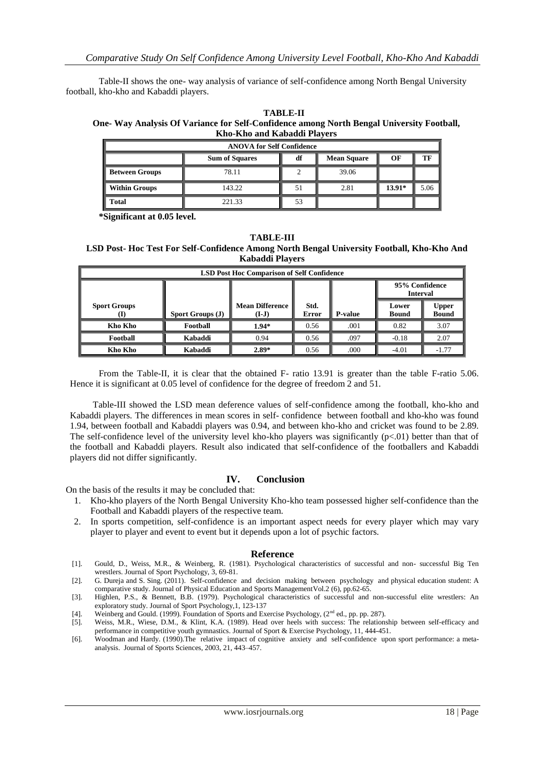Table-II shows the one- way analysis of variance of self-confidence among North Bengal University football, kho-kho and Kabaddi players.

**TABLE-II**
**One- Way Analysis Of Variance for Self-Confidence among North Bengal University Football, Kho-Kho and Kabaddi Players**

| ANOVA for Self Confidence | | | | | |
|---|---|---|---|---|---|
| | **Sum of Squares** | **df** | **Mean Square** | **OF** | **TF** |
| **Between Groups** | 78.11 | 2 | 39.06 | | |
| **Within Groups** | 143.22 | 51 | 2.81 | **13.91*** | 5.06 |
| **Total** | 221.33 | 53 | | | |

**\*Significant at 0.05 level.**

**TABLE-III**
**LSD Post- Hoc Test For Self-Confidence Among North Bengal University Football, Kho-Kho And Kabaddi Players**

| LSD Post Hoc Comparison of Self Confidence | | | | | | |
|---|---|---|---|---|---|---|
| | | | | | 95% Confidence Interval | |
| **Sport Groups (I)** | **Sport Groups (J)** | **Mean Difference (I-J)** | **Std. Error** | **P-value** | **Lower Bound** | **Upper Bound** |
| **Kho Kho** | **Football** | **1.94*** | 0.56 | .001 | 0.82 | 3.07 |
| **Football** | **Kabaddi** | 0.94 | 0.56 | .097 | -0.18 | 2.07 |
| **Kho Kho** | **Kabaddi** | **2.89*** | 0.56 | .000 | -4.01 | -1.77 |

From the Table-II, it is clear that the obtained F- ratio 13.91 is greater than the table F-ratio 5.06. Hence it is significant at 0.05 level of confidence for the degree of freedom 2 and 51.

Table-III showed the LSD mean deference values of self-confidence among the football, kho-kho and Kabaddi players. The differences in mean scores in self- confidence between football and kho-kho was found 1.94, between football and Kabaddi players was 0.94, and between kho-kho and cricket was found to be 2.89. The self-confidence level of the university level kho-kho players was significantly ($p<.01$) better than that of the football and Kabaddi players. Result also indicated that self-confidence of the footballers and Kabaddi players did not differ significantly.

## IV. Conclusion

On the basis of the results it may be concluded that:

1. Kho-kho players of the North Bengal University Kho-kho team possessed higher self-confidence than the Football and Kabaddi players of the respective team.
2. In sports competition, self-confidence is an important aspect needs for every player which may vary player to player and event to event but it depends upon a lot of psychic factors.

## Reference

[1]. Gould, D., Weiss, M.R., & Weinberg, R. (1981). Psychological characteristics of successful and non- successful Big Ten wrestlers. Journal of Sport Psychology, 3, 69-81.

[2]. G. Dureja and S. Sing. (2011). Self-confidence and decision making between psychology and physical education student: A comparative study. Journal of Physical Education and Sports ManagementVol.2 (6), pp.62-65.

[3]. Highlen, P.S., & Bennett, B.B. (1979). Psychological characteristics of successful and non-successful elite wrestlers: An exploratory study. Journal of Sport Psychology,1, 123-137

[4]. Weinberg and Gould. (1999). Foundation of Sports and Exercise Psychology, (2nd ed., pp. pp. 287).

[5]. Weiss, M.R., Wiese, D.M., & Klint, K.A. (1989). Head over heels with success: The relationship between self-efficacy and performance in competitive youth gymnastics. Journal of Sport & Exercise Psychology, 11, 444-451.

[6]. Woodman and Hardy. (1990).The relative impact of cognitive anxiety and self-confidence upon sport performance: a meta-analysis. Journal of Sports Sciences, 2003, 21, 443–457.